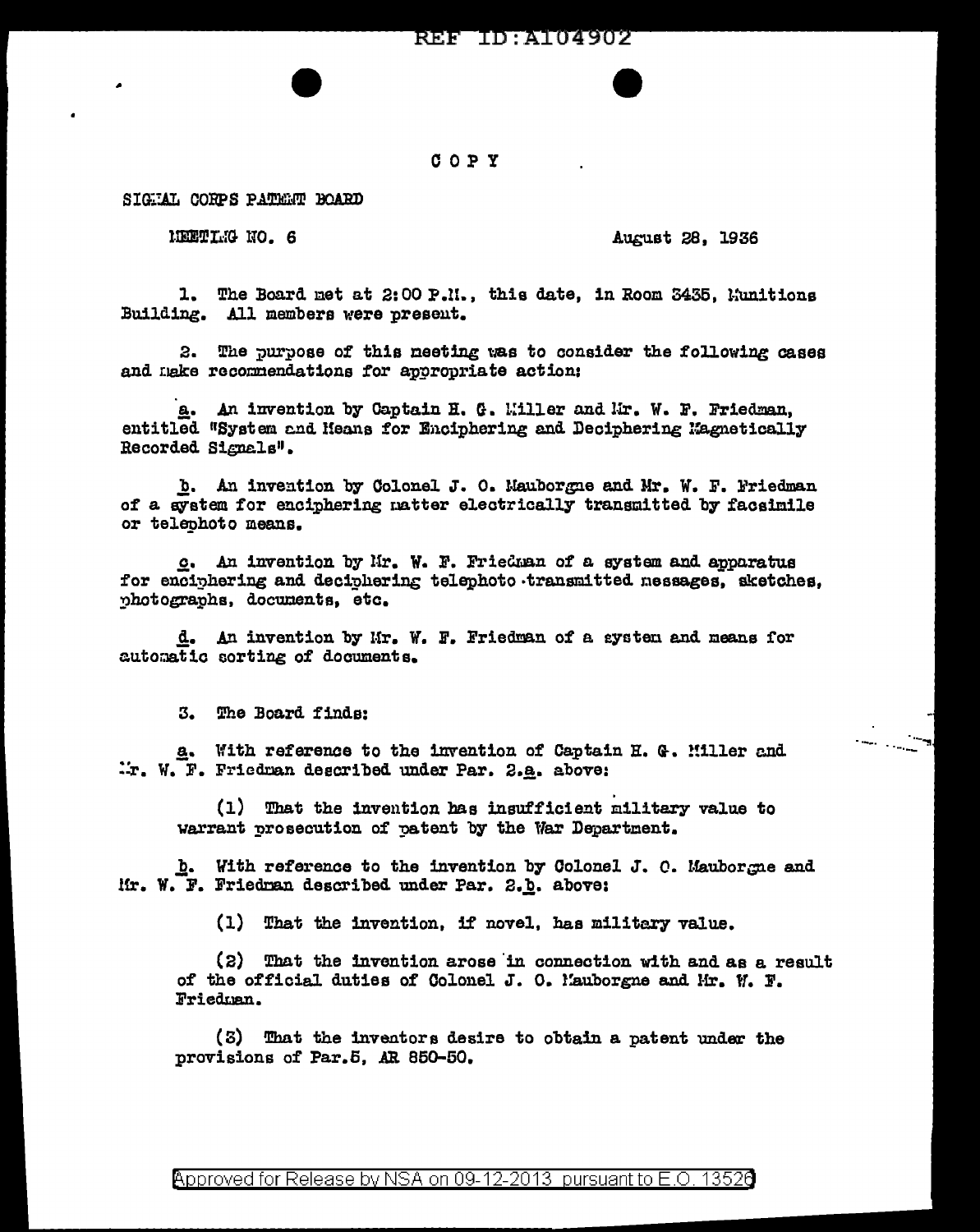COPY

SIGNAL CORPS PATENT BOARD

MEETING NO. 6 August 28, 1936

1. The Board met at 2:00 P.M., this date, in Room 3435, Munitions Building. All members were present.

2. The purpose of this meeting was to consider the following cases and make recommendations for appropriate action:

a. An invention by Captain H. G. Miller and Mr. W. F. Friedman, entitled "System and Means for Enciphering and Deciphering Magnetically Recorded Signals".

b. An invention by Colonel J. O. Mauborgne and Mr. W. F. Friedman of a system for enciphering matter electrically transmitted by facsimile or telephoto means.

c. An invention by Mr. W. F. Friedman of a system and apparatus for enciphering and deciphering telephoto-transmitted messages, sketches, photographs, documents, etc.

d. An invention by Mr. W. F. Friedman of a system and means for automatic sorting of documents.

3. The Board finds:

a. With reference to the invention of Captain H. G. Miller and Mr. W. F. Friedman described under Par. 2.a. above:

(1) That the invention has insufficient military value to warrant prosecution of patent by the War Department.

b. With reference to the invention by Colonel J. O. Mauborgne and Mr. W. F. Friedman described under Par. 2.b. above:

(1) That the invention, if novel, has military value.

(2) That the invention arose in connection with and as a result of the official duties of Colonel J. O. Mauborgne and Mr. W. F. Friedman.

(3) That the inventors desire to obtain a patent under the provisions of Par.5, AR 850-50.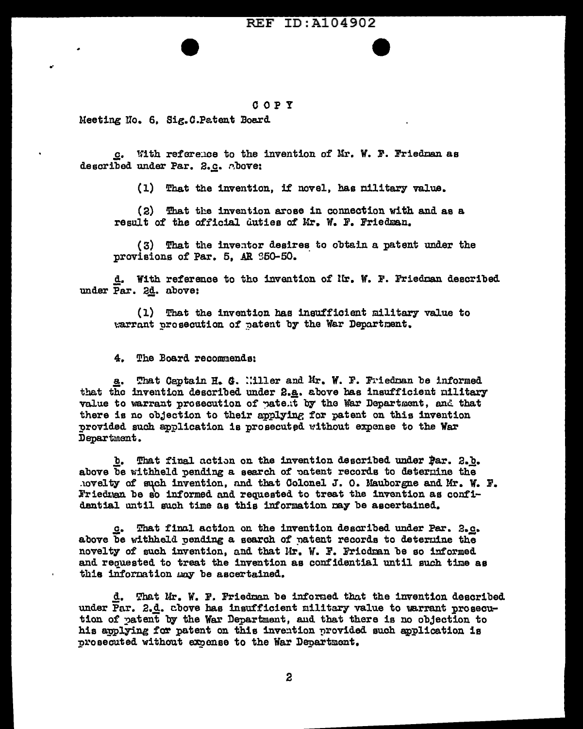COPY

Meeting No. 6, Sig.C.Patent Board

c. With reference to the invention of Mr. W. F. Friedman as described under Par. 2.c. above:

(1) That the invention, if novel, has military value.

(2) That the invention arose in connection with and as a result of the official duties of Mr. W. F. Friedman.

(3) That the inventor desires to obtain a patent under the provisions of Par. 5, AR 850-50.

d. With reference to the invention of Mr. W. F. Friedman described under Par. 2d. above:

(1) That the invention has insufficient military value to warrant prosecution of patent by the War Department.

4. The Board recommends:

a. That Captain H. G. Miller and Mr. W. F. Friedman be informed that the invention described under 2.a. above has insufficient military value to warrant prosecution of patent by the War Department, and that there is no objection to their applying for patent on this invention provided such application is prosecuted without expense to the War Department.

b. That final action on the invention described under Par. 2.b. above be withheld pending a search of patent records to determine the novelty of such invention, and that Colonel J. O. Mauborgne and Mr. W. F. Friedman be so informed and requested to treat the invention as confidential until such time as this information may be ascertained.

c. That final action on the invention described under Par. 2.c. above be withheld pending a search of patent records to determine the novelty of such invention, and that Mr. W. F. Friedman be so informed and requested to treat the invention as confidential until such time as this information may be ascertained.

d. That Mr. W. F. Friedman be informed that the invention described under Par. 2.d. above has insufficient military value to warrant prosecution of patent by the War Department, and that there is no objection to his applying for patent on this invention provided such application is prosecuted without expense to the War Department.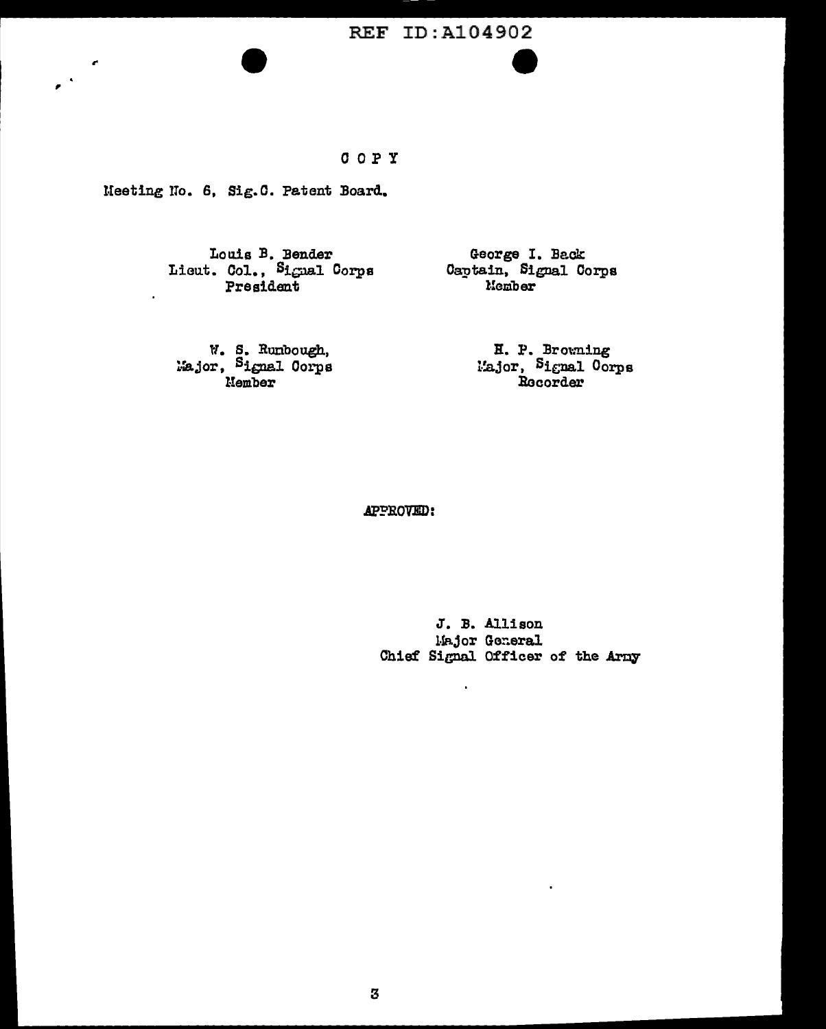COPY

Meeting No. 6, Sig.C. Patent Board.

Louis B. Bender
Lieut. Col., Signal Corps
President

George I. Back
Captain, Signal Corps
Member

W. S. Rumbough,
Major, Signal Corps
Member

H. P. Browning
Major, Signal Corps
Recorder

APPROVED:

J. B. Allison
Major General
Chief Signal Officer of the Army